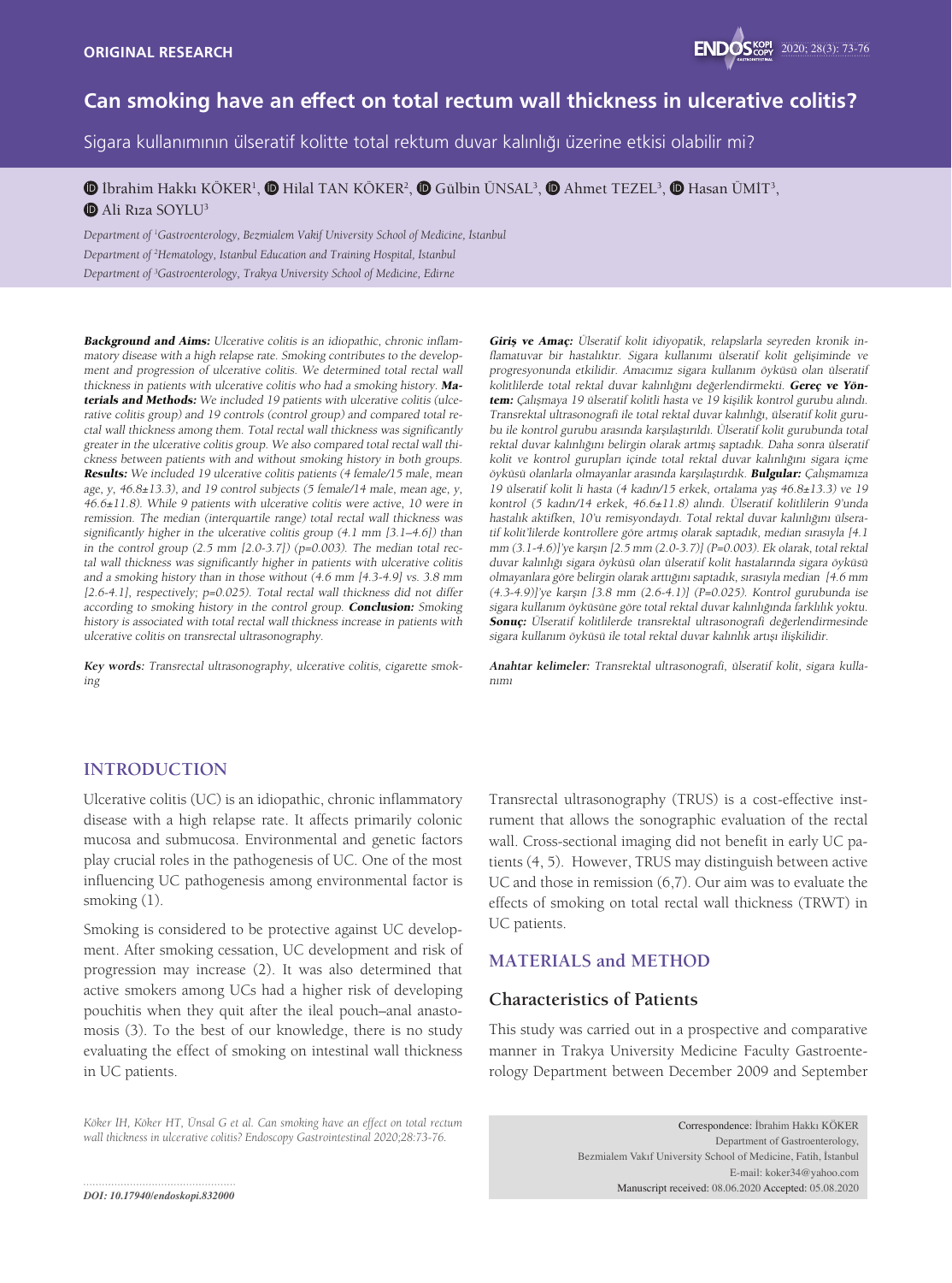ORIGINAL RESEARCH

# Can smoking have an effect on total rectum wall thickness in ulcerative colitis?

Sigara kullanımının ülseratif kolitte total rektum duvar kalınlığı üzerine etkisi olabilir mi?

İbrahim Hakkı KÖKER[1], Hilal TAN KÖKER[2], Gülbin ÜNSAL[3], Ahmet TEZEL[3], Hasan ÜMİT[3], Ali Rıza SOYLU[3]

*Department of [1]Gastroenterology, Bezmialem Vakif University School of Medicine, Istanbul*
*Department of [2]Hematology, Istanbul Education and Training Hospital, Istanbul*
*Department of [3]Gastroenterology, Trakya University School of Medicine, Edirne*

***Background and Aims:*** *Ulcerative colitis is an idiopathic, chronic inflammatory disease with a high relapse rate. Smoking contributes to the development and progression of ulcerative colitis. We determined total rectal wall thickness in patients with ulcerative colitis who had a smoking history.* ***Materials and Methods:*** *We included 19 patients with ulcerative colitis (ulcerative colitis group) and 19 controls (control group) and compared total rectal wall thickness among them. Total rectal wall thickness was significantly greater in the ulcerative colitis group. We also compared total rectal wall thickness between patients with and without smoking history in both groups.* ***Results:*** *We included 19 ulcerative colitis patients (4 female/15 male, mean age, y, 46.8±13.3), and 19 control subjects (5 female/14 male, mean age, y, 46.6±11.8). While 9 patients with ulcerative colitis were active, 10 were in remission. The median (interquartile range) total rectal wall thickness was significantly higher in the ulcerative colitis group (4.1 mm [3.1–4.6]) than in the control group (2.5 mm [2.0-3.7]) (p=0.003). The median total rectal wall thickness was significantly higher in patients with ulcerative colitis and a smoking history than in those without (4.6 mm [4.3-4.9] vs. 3.8 mm [2.6-4.1], respectively; p=0.025). Total rectal wall thickness did not differ according to smoking history in the control group.* ***Conclusion:*** *Smoking history is associated with total rectal wall thickness increase in patients with ulcerative colitis on transrectal ultrasonography.*

***Key words:*** *Transrectal ultrasonography, ulcerative colitis, cigarette smoking*

***Giriş ve Amaç:*** *Ülseratif kolit idiyopatik, relapslarla seyreden kronik inflamatuvar bir hastalıktır. Sigara kullanımı ülseratif kolit gelişiminde ve progresyonunda etkilidir. Amacımız sigara kullanım öyküsü olan ülseratif kolitlilerde total rektal duvar kalınlığını değerlendirmekti.* ***Gereç ve Yöntem:*** *Çalışmaya 19 ülseratif kolitli hasta ve 19 kişilik kontrol gurubu alındı. Transrektal ultrasonografi ile total rektal duvar kalınlığı, ülseratif kolit gurubu ile kontrol gurubu arasında karşılaştırıldı. Ülseratif kolit gurubunda total rektal duvar kalınlığını belirgin olarak artmış saptadık. Daha sonra ülseratif kolit ve kontrol gurupları içinde total rektal duvar kalınlığını sigara içme öyküsü olanlarla olmayanlar arasında karşılaştırdık.* ***Bulgular:*** *Çalışmamıza 19 ülseratif kolit li hasta (4 kadın/15 erkek, ortalama yaş 46.8±13.3) ve 19 kontrol (5 kadın/14 erkek, 46.6±11.8) alındı. Ülseratif kolitlilerin 9'unda hastalık aktifken, 10'u remisyondaydı. Total rektal duvar kalınlığını ülseratif kolit'lilerde kontrollere göre artmış olarak saptadık, median sırasıyla [4.1 mm (3.1-4.6)]'ye karşın [2.5 mm (2.0-3.7)] (P=0.003). Ek olarak, total rektal duvar kalınlığı sigara öyküsü olan ülseratif kolit hastalarında sigara öyküsü olmayanlara göre belirgin olarak arttığını saptadık, sırasıyla median [4.6 mm (4.3-4.9)]'ye karşın [3.8 mm (2.6-4.1)] (P=0.025). Kontrol gurubunda ise sigara kullanım öyküsüne göre total rektal duvar kalınlığında farklılık yoktu.* ***Sonuç:*** *Ülseratif kolitlilerde transrektal ultrasonografi değerlendirmesinde sigara kullanım öyküsü ile total rektal duvar kalınlık artışı ilişkilidir.*

***Anahtar kelimeler:*** *Transrektal ultrasonografi, ülseratif kolit, sigara kullanımı*

## INTRODUCTION

Ulcerative colitis (UC) is an idiopathic, chronic inflammatory disease with a high relapse rate. It affects primarily colonic mucosa and submucosa. Environmental and genetic factors play crucial roles in the pathogenesis of UC. One of the most influencing UC pathogenesis among environmental factor is smoking (1).

Smoking is considered to be protective against UC development. After smoking cessation, UC development and risk of progression may increase (2). It was also determined that active smokers among UCs had a higher risk of developing pouchitis when they quit after the ileal pouch–anal anastomosis (3). To the best of our knowledge, there is no study evaluating the effect of smoking on intestinal wall thickness in UC patients.

Transrectal ultrasonography (TRUS) is a cost-effective instrument that allows the sonographic evaluation of the rectal wall. Cross-sectional imaging did not benefit in early UC patients (4, 5). However, TRUS may distinguish between active UC and those in remission (6,7). Our aim was to evaluate the effects of smoking on total rectal wall thickness (TRWT) in UC patients.

## MATERIALS and METHOD

### Characteristics of Patients

This study was carried out in a prospective and comparative manner in Trakya University Medicine Faculty Gastroenterology Department between December 2009 and September

*Köker IH, Köker HT, Ünsal G et al. Can smoking have an effect on total rectum wall thickness in ulcerative colitis? Endoscopy Gastrointestinal 2020;28:73-76.*

*DOI: 10.17940/endoskopi.832000*

Correspondence: İbrahim Hakkı KÖKER
Department of Gastroenterology,
Bezmialem Vakıf University School of Medicine, Fatih, İstanbul
E-mail: koker34@yahoo.com
Manuscript received: 08.06.2020 Accepted: 05.08.2020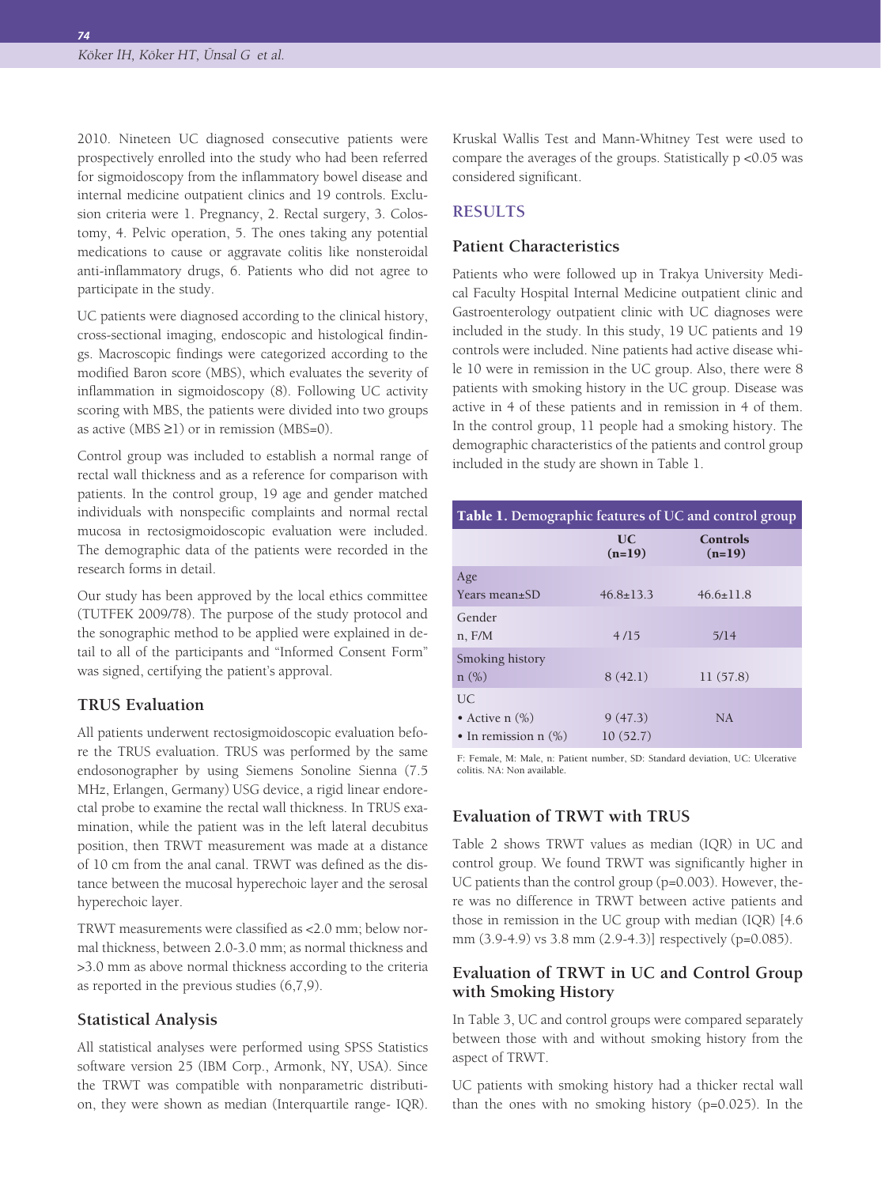2010. Nineteen UC diagnosed consecutive patients were prospectively enrolled into the study who had been referred for sigmoidoscopy from the inflammatory bowel disease and internal medicine outpatient clinics and 19 controls. Exclusion criteria were 1. Pregnancy, 2. Rectal surgery, 3. Colostomy, 4. Pelvic operation, 5. The ones taking any potential medications to cause or aggravate colitis like nonsteroidal anti-inflammatory drugs, 6. Patients who did not agree to participate in the study.

UC patients were diagnosed according to the clinical history, cross-sectional imaging, endoscopic and histological findings. Macroscopic findings were categorized according to the modified Baron score (MBS), which evaluates the severity of inflammation in sigmoidoscopy (8). Following UC activity scoring with MBS, the patients were divided into two groups as active (MBS ≥1) or in remission (MBS=0).

Control group was included to establish a normal range of rectal wall thickness and as a reference for comparison with patients. In the control group, 19 age and gender matched individuals with nonspecific complaints and normal rectal mucosa in rectosigmoidoscopic evaluation were included. The demographic data of the patients were recorded in the research forms in detail.

Our study has been approved by the local ethics committee (TUTFEK 2009/78). The purpose of the study protocol and the sonographic method to be applied were explained in detail to all of the participants and "Informed Consent Form" was signed, certifying the patient's approval.

### TRUS Evaluation

All patients underwent rectosigmoidoscopic evaluation before the TRUS evaluation. TRUS was performed by the same endosonographer by using Siemens Sonoline Sienna (7.5 MHz, Erlangen, Germany) USG device, a rigid linear endorectal probe to examine the rectal wall thickness. In TRUS examination, while the patient was in the left lateral decubitus position, then TRWT measurement was made at a distance of 10 cm from the anal canal. TRWT was defined as the distance between the mucosal hyperechoic layer and the serosal hyperechoic layer.

TRWT measurements were classified as <2.0 mm; below normal thickness, between 2.0-3.0 mm; as normal thickness and >3.0 mm as above normal thickness according to the criteria as reported in the previous studies (6,7,9).

### Statistical Analysis

All statistical analyses were performed using SPSS Statistics software version 25 (IBM Corp., Armonk, NY, USA). Since the TRWT was compatible with nonparametric distribution, they were shown as median (Interquartile range- IQR). Kruskal Wallis Test and Mann-Whitney Test were used to compare the averages of the groups. Statistically $p < 0.05$ was considered significant.

## RESULTS

### Patient Characteristics

Patients who were followed up in Trakya University Medical Faculty Hospital Internal Medicine outpatient clinic and Gastroenterology outpatient clinic with UC diagnoses were included in the study. In this study, 19 UC patients and 19 controls were included. Nine patients had active disease while 10 were in remission in the UC group. Also, there were 8 patients with smoking history in the UC group. Disease was active in 4 of these patients and in remission in 4 of them. In the control group, 11 people had a smoking history. The demographic characteristics of the patients and control group included in the study are shown in Table 1.

**Table 1.** Demographic features of UC and control group

| | UC (n=19) | Controls (n=19) |
|---|---|---|
| Age | | |
| Years mean±SD | 46.8±13.3 | 46.6±11.8 |
| Gender | | |
| n, F/M | 4 /15 | 5/14 |
| Smoking history | | |
| n (%) | 8 (42.1) | 11 (57.8) |
| UC | | |
| • Active n (%) | 9 (47.3) | NA |
| • In remission n (%) | 10 (52.7) | |

F: Female, M: Male, n: Patient number, SD: Standard deviation, UC: Ulcerative colitis. NA: Non available.

### Evaluation of TRWT with TRUS

Table 2 shows TRWT values as median (IQR) in UC and control group. We found TRWT was significantly higher in UC patients than the control group (p=0.003). However, there was no difference in TRWT between active patients and those in remission in the UC group with median (IQR) [4.6 mm (3.9-4.9) vs 3.8 mm (2.9-4.3)] respectively (p=0.085).

### Evaluation of TRWT in UC and Control Group with Smoking History

In Table 3, UC and control groups were compared separately between those with and without smoking history from the aspect of TRWT.

UC patients with smoking history had a thicker rectal wall than the ones with no smoking history (p=0.025). In the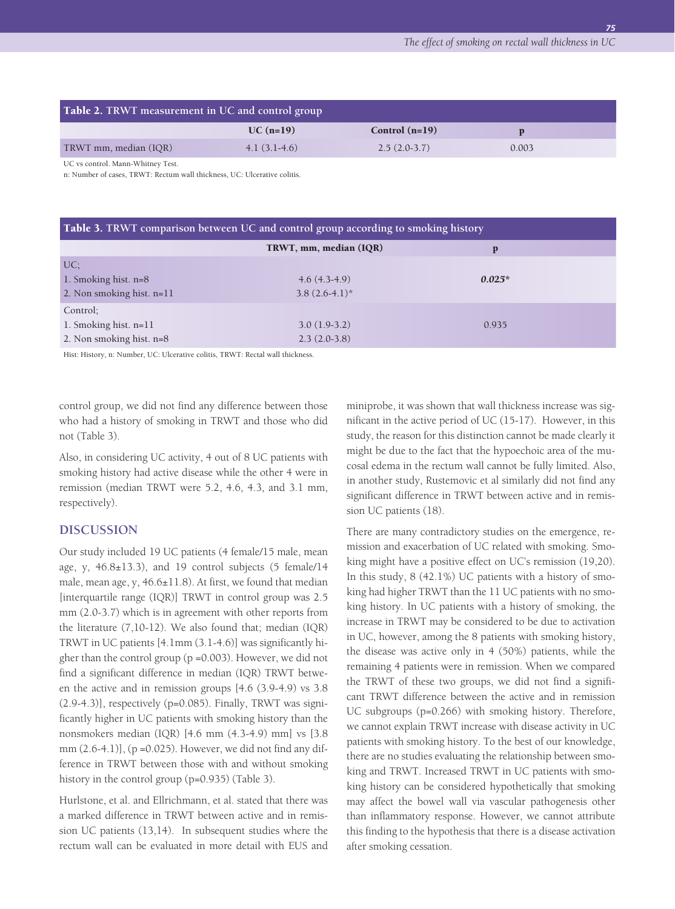| **Table 2.** TRWT measurement in UC and control group | | | |
|---|---|---|---|
| | UC (n=19) | Control (n=19) | p |
| TRWT mm, median (IQR) | 4.1 (3.1-4.6) | 2.5 (2.0-3.7) | 0.003 |

UC vs control. Mann-Whitney Test.
n: Number of cases, TRWT: Rectum wall thickness, UC: Ulcerative colitis.

| **Table 3.** TRWT comparison between UC and control group according to smoking history | | |
|---|---|---|
| | TRWT, mm, median (IQR) | p |
| UC; | | |
| 1. Smoking hist. n=8 | 4.6 (4.3-4.9) | ***0.025**** |
| 2. Non smoking hist. n=11 | 3.8 (2.6-4.1)* | |
| Control; | | |
| 1. Smoking hist. n=11 | 3.0 (1.9-3.2) | 0.935 |
| 2. Non smoking hist. n=8 | 2.3 (2.0-3.8) | |

Hist: History, n: Number, UC: Ulcerative colitis, TRWT: Rectal wall thickness.

control group, we did not find any difference between those who had a history of smoking in TRWT and those who did not (Table 3).

Also, in considering UC activity, 4 out of 8 UC patients with smoking history had active disease while the other 4 were in remission (median TRWT were 5.2, 4.6, 4.3, and 3.1 mm, respectively).

## DISCUSSION

Our study included 19 UC patients (4 female/15 male, mean age, y, 46.8±13.3), and 19 control subjects (5 female/14 male, mean age, y, 46.6±11.8). At first, we found that median [interquartile range (IQR)] TRWT in control group was 2.5 mm (2.0-3.7) which is in agreement with other reports from the literature (7,10-12). We also found that; median (IQR) TRWT in UC patients [4.1mm (3.1-4.6)] was significantly higher than the control group (p =0.003). However, we did not find a significant difference in median (IQR) TRWT between the active and in remission groups [4.6 (3.9-4.9) vs 3.8 (2.9-4.3)], respectively (p=0.085). Finally, TRWT was significantly higher in UC patients with smoking history than the nonsmokers median (IQR) [4.6 mm (4.3-4.9) mm] vs [3.8 mm (2.6-4.1)], (p =0.025). However, we did not find any difference in TRWT between those with and without smoking history in the control group (p=0.935) (Table 3).

Hurlstone, et al. and Ellrichmann, et al. stated that there was a marked difference in TRWT between active and in remission UC patients (13,14). In subsequent studies where the rectum wall can be evaluated in more detail with EUS and miniprobe, it was shown that wall thickness increase was significant in the active period of UC (15-17). However, in this study, the reason for this distinction cannot be made clearly it might be due to the fact that the hypoechoic area of the mucosal edema in the rectum wall cannot be fully limited. Also, in another study, Rustemovic et al similarly did not find any significant difference in TRWT between active and in remission UC patients (18).

There are many contradictory studies on the emergence, remission and exacerbation of UC related with smoking. Smoking might have a positive effect on UC's remission (19,20). In this study, 8 (42.1%) UC patients with a history of smoking had higher TRWT than the 11 UC patients with no smoking history. In UC patients with a history of smoking, the increase in TRWT may be considered to be due to activation in UC, however, among the 8 patients with smoking history, the disease was active only in 4 (50%) patients, while the remaining 4 patients were in remission. When we compared the TRWT of these two groups, we did not find a significant TRWT difference between the active and in remission UC subgroups (p=0.266) with smoking history. Therefore, we cannot explain TRWT increase with disease activity in UC patients with smoking history. To the best of our knowledge, there are no studies evaluating the relationship between smoking and TRWT. Increased TRWT in UC patients with smoking history can be considered hypothetically that smoking may affect the bowel wall via vascular pathogenesis other than inflammatory response. However, we cannot attribute this finding to the hypothesis that there is a disease activation after smoking cessation.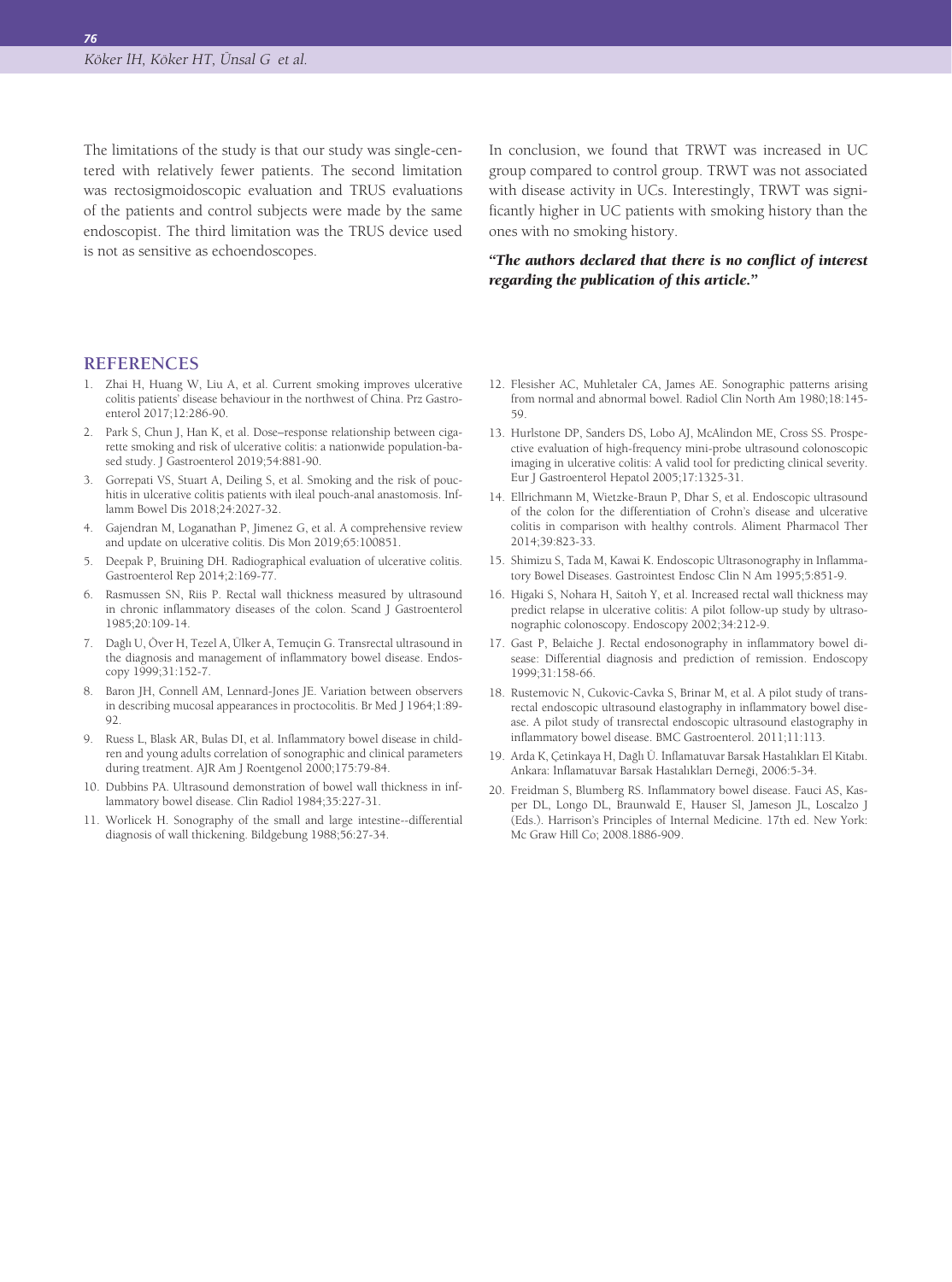The limitations of the study is that our study was single-centered with relatively fewer patients. The second limitation was rectosigmoidoscopic evaluation and TRUS evaluations of the patients and control subjects were made by the same endoscopist. The third limitation was the TRUS device used is not as sensitive as echoendoscopes.

In conclusion, we found that TRWT was increased in UC group compared to control group. TRWT was not associated with disease activity in UCs. Interestingly, TRWT was significantly higher in UC patients with smoking history than the ones with no smoking history.

***"The authors declared that there is no conflict of interest regarding the publication of this article."***

## REFERENCES

1. Zhai H, Huang W, Liu A, et al. Current smoking improves ulcerative colitis patients' disease behaviour in the northwest of China. Prz Gastroenterol 2017;12:286-90.
2. Park S, Chun J, Han K, et al. Dose–response relationship between cigarette smoking and risk of ulcerative colitis: a nationwide population-based study. J Gastroenterol 2019;54:881-90.
3. Gorrepati VS, Stuart A, Deiling S, et al. Smoking and the risk of pouchitis in ulcerative colitis patients with ileal pouch-anal anastomosis. Inflamm Bowel Dis 2018;24:2027-32.
4. Gajendran M, Loganathan P, Jimenez G, et al. A comprehensive review and update on ulcerative colitis. Dis Mon 2019;65:100851.
5. Deepak P, Bruining DH. Radiographical evaluation of ulcerative colitis. Gastroenterol Rep 2014;2:169-77.
6. Rasmussen SN, Riis P. Rectal wall thickness measured by ultrasound in chronic inflammatory diseases of the colon. Scand J Gastroenterol 1985;20:109-14.
7. Dağlı U, Över H, Tezel A, Ülker A, Temuçin G. Transrectal ultrasound in the diagnosis and management of inflammatory bowel disease. Endoscopy 1999;31:152-7.
8. Baron JH, Connell AM, Lennard-Jones JE. Variation between observers in describing mucosal appearances in proctocolitis. Br Med J 1964;1:89-92.
9. Ruess L, Blask AR, Bulas DI, et al. Inflammatory bowel disease in children and young adults correlation of sonographic and clinical parameters during treatment. AJR Am J Roentgenol 2000;175:79-84.
10. Dubbins PA. Ultrasound demonstration of bowel wall thickness in inflammatory bowel disease. Clin Radiol 1984;35:227-31.
11. Worlicek H. Sonography of the small and large intestine--differential diagnosis of wall thickening. Bildgebung 1988;56:27-34.
12. Flesisher AC, Muhletaler CA, James AE. Sonographic patterns arising from normal and abnormal bowel. Radiol Clin North Am 1980;18:145-59.
13. Hurlstone DP, Sanders DS, Lobo AJ, McAlindon ME, Cross SS. Prospective evaluation of high-frequency mini-probe ultrasound colonoscopic imaging in ulcerative colitis: A valid tool for predicting clinical severity. Eur J Gastroenterol Hepatol 2005;17:1325-31.
14. Ellrichmann M, Wietzke-Braun P, Dhar S, et al. Endoscopic ultrasound of the colon for the differentiation of Crohn's disease and ulcerative colitis in comparison with healthy controls. Aliment Pharmacol Ther 2014;39:823-33.
15. Shimizu S, Tada M, Kawai K. Endoscopic Ultrasonography in Inflammatory Bowel Diseases. Gastrointest Endosc Clin N Am 1995;5:851-9.
16. Higaki S, Nohara H, Saitoh Y, et al. Increased rectal wall thickness may predict relapse in ulcerative colitis: A pilot follow-up study by ultrasonographic colonoscopy. Endoscopy 2002;34:212-9.
17. Gast P, Belaiche J. Rectal endosonography in inflammatory bowel disease: Differential diagnosis and prediction of remission. Endoscopy 1999;31:158-66.
18. Rustemovic N, Cukovic-Cavka S, Brinar M, et al. A pilot study of transrectal endoscopic ultrasound elastography in inflammatory bowel disease. A pilot study of transrectal endoscopic ultrasound elastography in inflammatory bowel disease. BMC Gastroenterol. 2011;11:113.
19. Arda K, Çetinkaya H, Dağlı Ü. Inflamatuvar Barsak Hastalıkları El Kitabı. Ankara: Inflamatuvar Barsak Hastalıkları Derneği, 2006:5-34.
20. Freidman S, Blumberg RS. Inflammatory bowel disease. Fauci AS, Kasper DL, Longo DL, Braunwald E, Hauser Sl, Jameson JL, Loscalzo J (Eds.). Harrison's Principles of Internal Medicine. 17th ed. New York: Mc Graw Hill Co; 2008.1886-909.